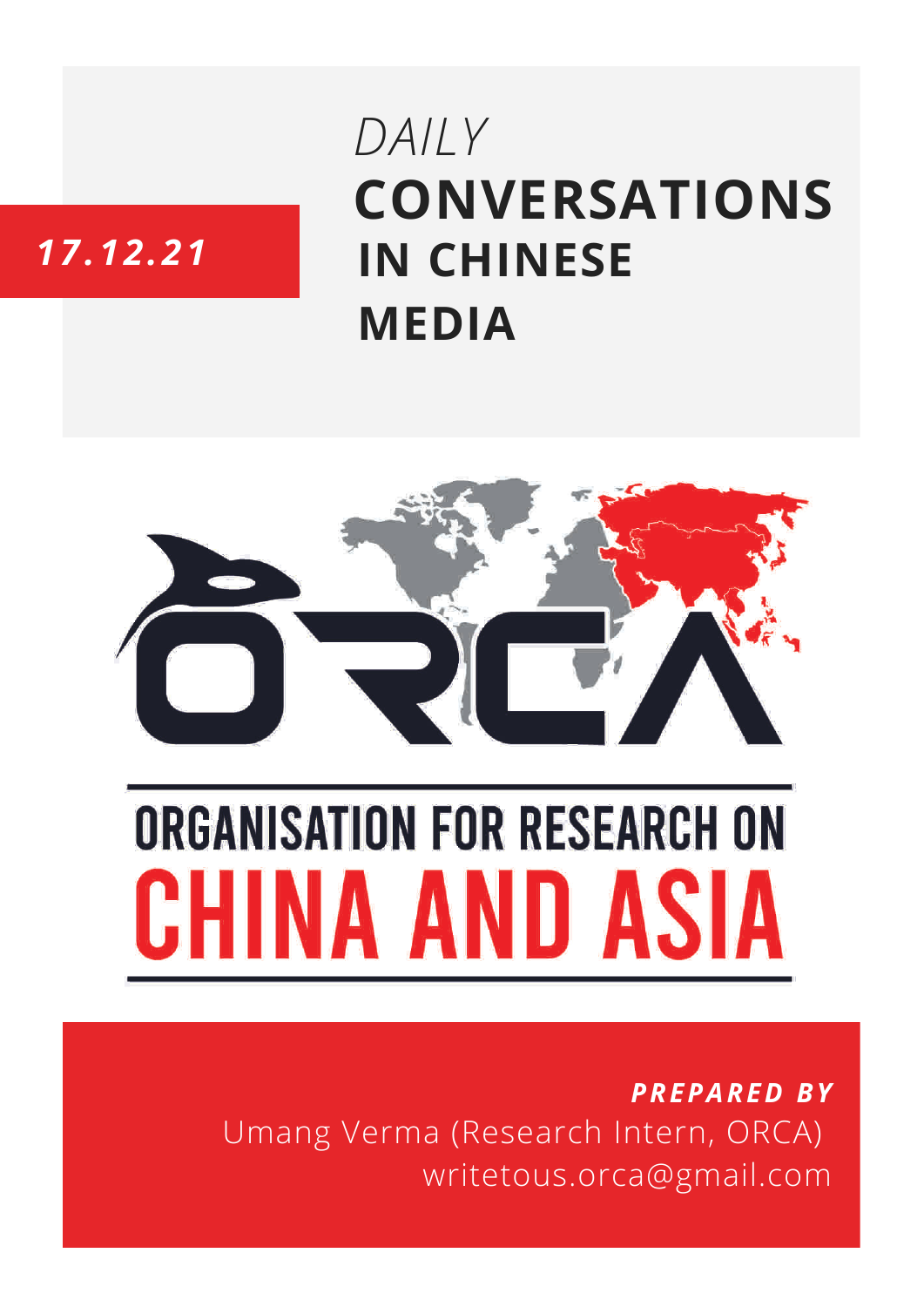17.12.21

# *DAILY* CONVERSATIONS IN CHINESE MEDIA

ORGANISATION FOR RESEARCH ON CHINA AND ASIA

***PREPARED BY***

Umang Verma (Research Intern, ORCA)

writetous.orca@gmail.com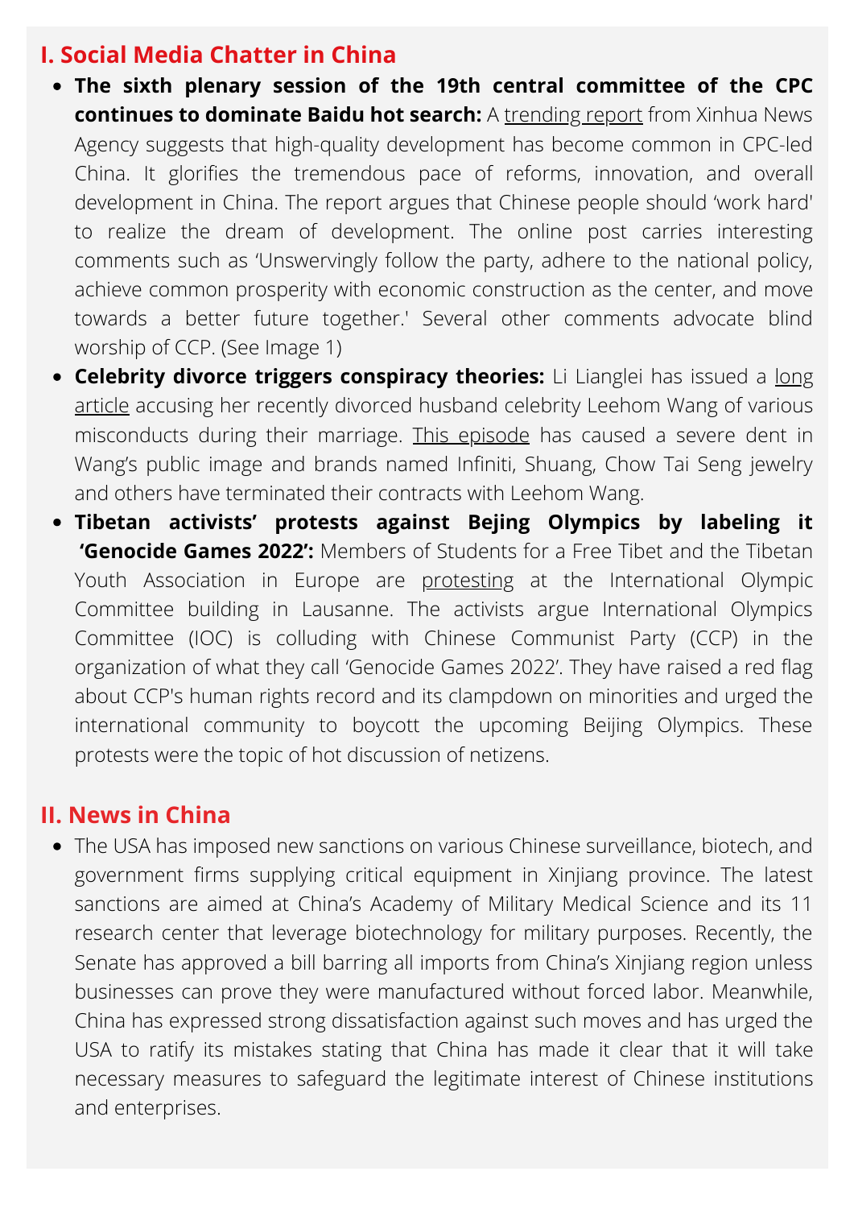## I. Social Media Chatter in China

- **The sixth plenary session of the 19th central committee of the CPC continues to dominate Baidu hot search:** A trending report from Xinhua News Agency suggests that high-quality development has become common in CPC-led China. It glorifies the tremendous pace of reforms, innovation, and overall development in China. The report argues that Chinese people should 'work hard' to realize the dream of development. The online post carries interesting comments such as 'Unswervingly follow the party, adhere to the national policy, achieve common prosperity with economic construction as the center, and move towards a better future together.' Several other comments advocate blind worship of CCP. (See Image 1)
- **Celebrity divorce triggers conspiracy theories:** Li Lianglei has issued a long article accusing her recently divorced husband celebrity Leehom Wang of various misconducts during their marriage. This episode has caused a severe dent in Wang's public image and brands named Infiniti, Shuang, Chow Tai Seng jewelry and others have terminated their contracts with Leehom Wang.
- **Tibetan activists' protests against Bejing Olympics by labeling it 'Genocide Games 2022':** Members of Students for a Free Tibet and the Tibetan Youth Association in Europe are protesting at the International Olympic Committee building in Lausanne. The activists argue International Olympics Committee (IOC) is colluding with Chinese Communist Party (CCP) in the organization of what they call 'Genocide Games 2022'. They have raised a red flag about CCP's human rights record and its clampdown on minorities and urged the international community to boycott the upcoming Beijing Olympics. These protests were the topic of hot discussion of netizens.

## II. News in China

- The USA has imposed new sanctions on various Chinese surveillance, biotech, and government firms supplying critical equipment in Xinjiang province. The latest sanctions are aimed at China's Academy of Military Medical Science and its 11 research center that leverage biotechnology for military purposes. Recently, the Senate has approved a bill barring all imports from China's Xinjiang region unless businesses can prove they were manufactured without forced labor. Meanwhile, China has expressed strong dissatisfaction against such moves and has urged the USA to ratify its mistakes stating that China has made it clear that it will take necessary measures to safeguard the legitimate interest of Chinese institutions and enterprises.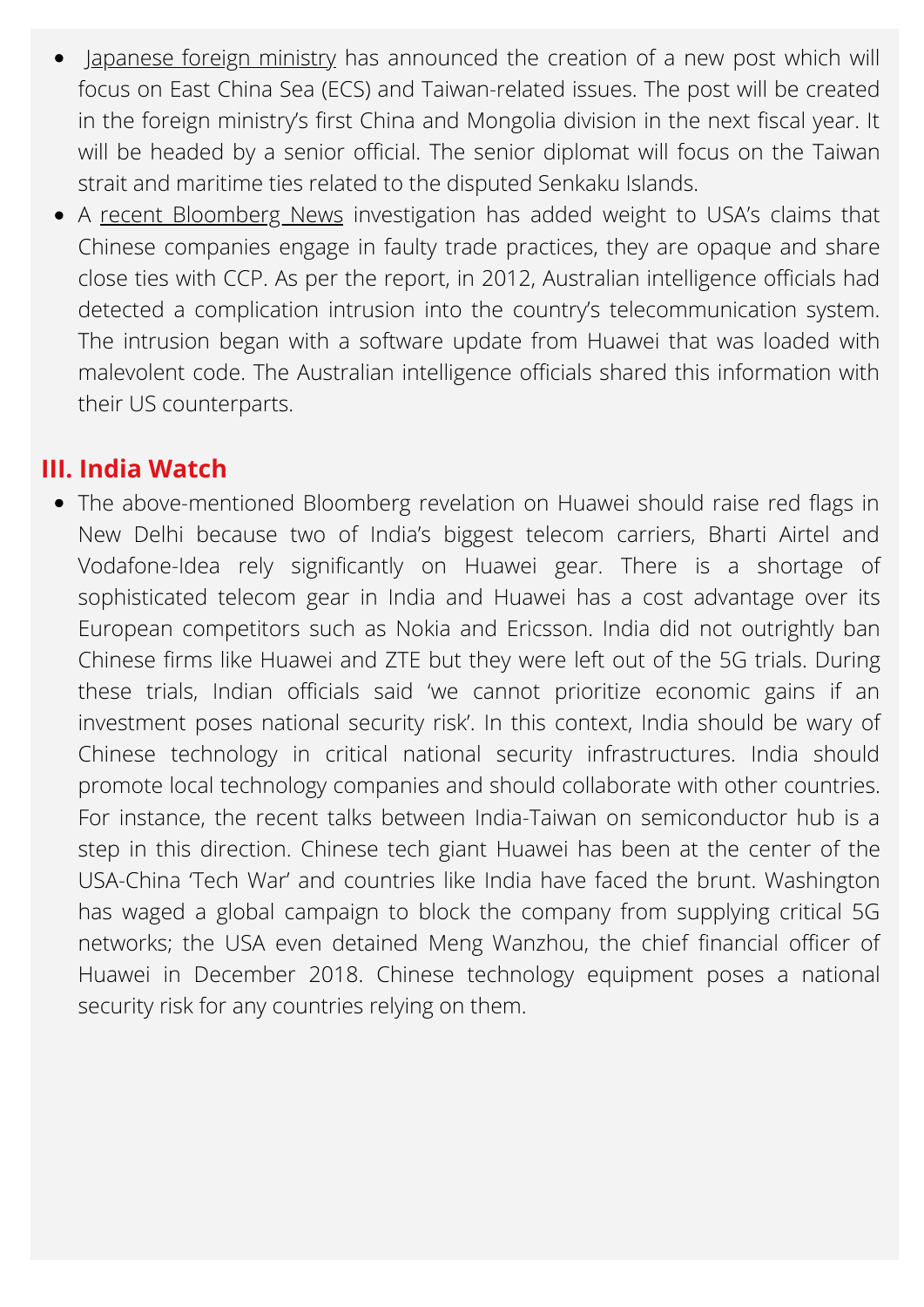- Japanese foreign ministry has announced the creation of a new post which will focus on East China Sea (ECS) and Taiwan-related issues. The post will be created in the foreign ministry's first China and Mongolia division in the next fiscal year. It will be headed by a senior official. The senior diplomat will focus on the Taiwan strait and maritime ties related to the disputed Senkaku Islands.
- A recent Bloomberg News investigation has added weight to USA's claims that Chinese companies engage in faulty trade practices, they are opaque and share close ties with CCP. As per the report, in 2012, Australian intelligence officials had detected a complication intrusion into the country's telecommunication system. The intrusion began with a software update from Huawei that was loaded with malevolent code. The Australian intelligence officials shared this information with their US counterparts.

## III. India Watch

- The above-mentioned Bloomberg revelation on Huawei should raise red flags in New Delhi because two of India's biggest telecom carriers, Bharti Airtel and Vodafone-Idea rely significantly on Huawei gear. There is a shortage of sophisticated telecom gear in India and Huawei has a cost advantage over its European competitors such as Nokia and Ericsson. India did not outrightly ban Chinese firms like Huawei and ZTE but they were left out of the 5G trials. During these trials, Indian officials said 'we cannot prioritize economic gains if an investment poses national security risk'. In this context, India should be wary of Chinese technology in critical national security infrastructures. India should promote local technology companies and should collaborate with other countries. For instance, the recent talks between India-Taiwan on semiconductor hub is a step in this direction. Chinese tech giant Huawei has been at the center of the USA-China 'Tech War' and countries like India have faced the brunt. Washington has waged a global campaign to block the company from supplying critical 5G networks; the USA even detained Meng Wanzhou, the chief financial officer of Huawei in December 2018. Chinese technology equipment poses a national security risk for any countries relying on them.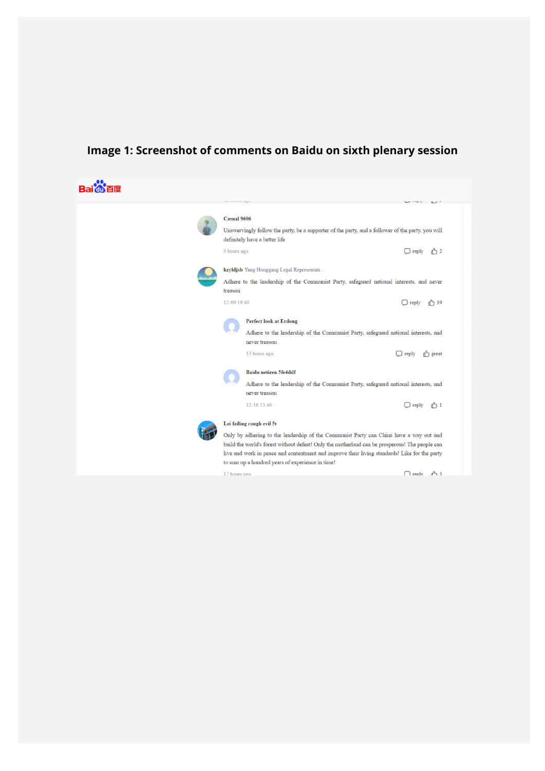**Image 1: Screenshot of comments on Baidu on sixth plenary session**

Bai 百度

**Casual 9606**

Unswervingly follow the party, be a supporter of the party, and a follower of the party, you will definitely have a better life

9 hours ago — reply — 2

**hzyldjsb** Yang Honggang Legal Representati...

Adhere to the leadership of the Communist Party, safeguard national interests, and never treason

12-09 19:40 — reply — 39

**Perfect look at Erdong**

Adhere to the leadership of the Communist Party, safeguard national interests, and never treason

13 hours ago — reply — great

**Baidu netizen 5fe4ddf**

Adhere to the leadership of the Communist Party, safeguard national interests, and never treason

12-16 13:46 — reply — 1

**Lei failing cough evil 5t**

Only by adhering to the leadership of the Communist Party can China have a way out and build the world's forest without defeat! Only the motherland can be prosperous! The people can live and work in peace and contentment and improve their living standards! Like for the party to sum up a hundred years of experience in time!

17 hours ago — reply — 3